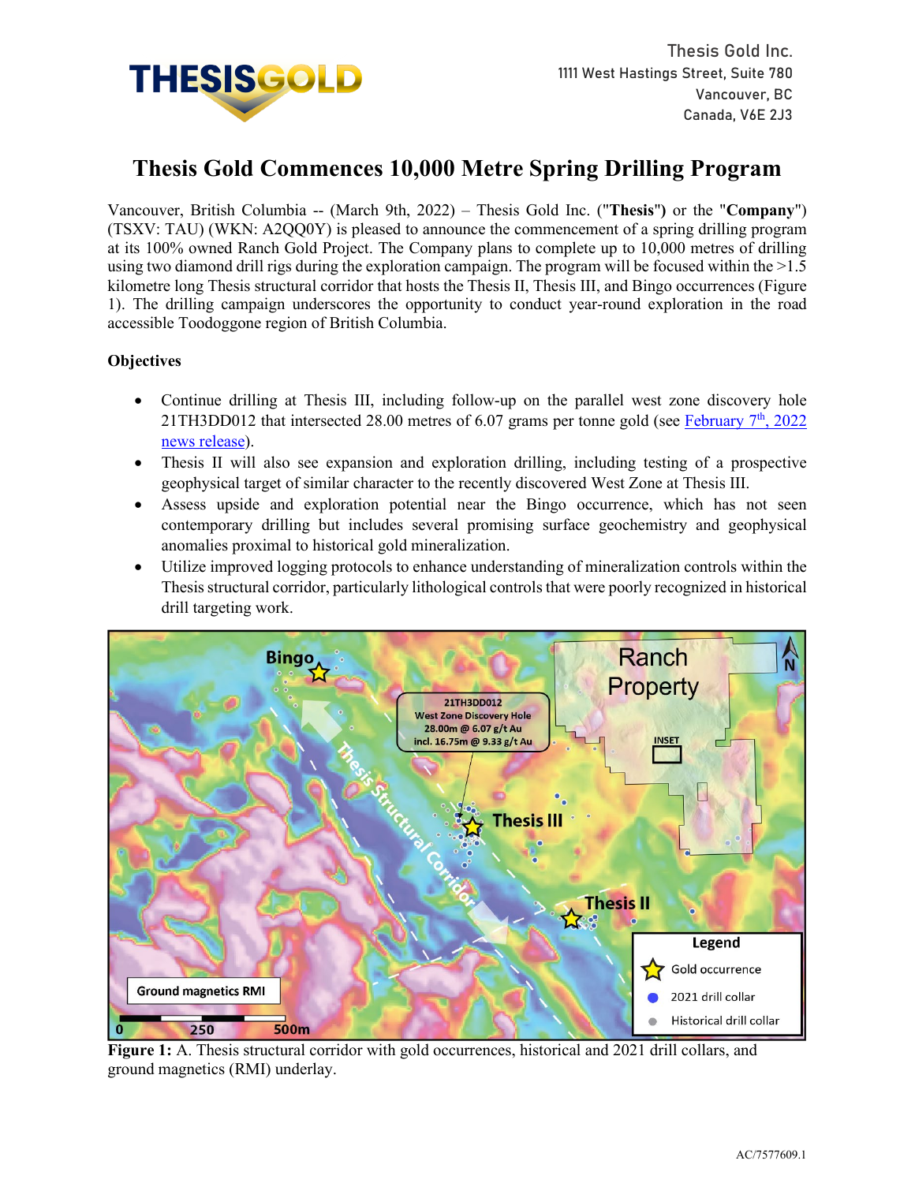Thesis Gold Inc.
1111 West Hastings Street, Suite 780
Vancouver, BC
Canada, V6E 2J3

# Thesis Gold Commences 10,000 Metre Spring Drilling Program

Vancouver, British Columbia -- (March 9th, 2022) – Thesis Gold Inc. ("**Thesis**") or the "**Company**") (TSXV: TAU) (WKN: A2QQ0Y) is pleased to announce the commencement of a spring drilling program at its 100% owned Ranch Gold Project. The Company plans to complete up to 10,000 metres of drilling using two diamond drill rigs during the exploration campaign. The program will be focused within the >1.5 kilometre long Thesis structural corridor that hosts the Thesis II, Thesis III, and Bingo occurrences (Figure 1). The drilling campaign underscores the opportunity to conduct year-round exploration in the road accessible Toodoggone region of British Columbia.

**Objectives**

- Continue drilling at Thesis III, including follow-up on the parallel west zone discovery hole 21TH3DD012 that intersected 28.00 metres of 6.07 grams per tonne gold (see February 7th, 2022 news release).
- Thesis II will also see expansion and exploration drilling, including testing of a prospective geophysical target of similar character to the recently discovered West Zone at Thesis III.
- Assess upside and exploration potential near the Bingo occurrence, which has not seen contemporary drilling but includes several promising surface geochemistry and geophysical anomalies proximal to historical gold mineralization.
- Utilize improved logging protocols to enhance understanding of mineralization controls within the Thesis structural corridor, particularly lithological controls that were poorly recognized in historical drill targeting work.

**Figure 1:** A. Thesis structural corridor with gold occurrences, historical and 2021 drill collars, and ground magnetics (RMI) underlay.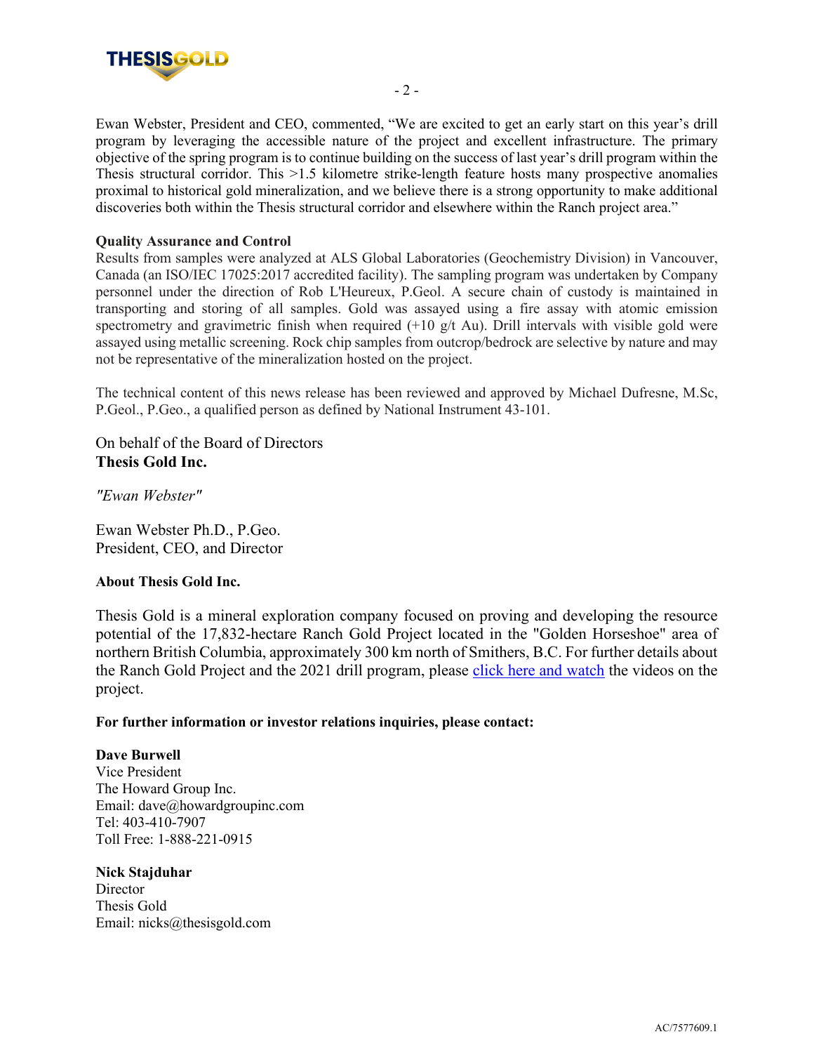Ewan Webster, President and CEO, commented, "We are excited to get an early start on this year's drill program by leveraging the accessible nature of the project and excellent infrastructure. The primary objective of the spring program is to continue building on the success of last year's drill program within the Thesis structural corridor. This >1.5 kilometre strike-length feature hosts many prospective anomalies proximal to historical gold mineralization, and we believe there is a strong opportunity to make additional discoveries both within the Thesis structural corridor and elsewhere within the Ranch project area."

**Quality Assurance and Control**

Results from samples were analyzed at ALS Global Laboratories (Geochemistry Division) in Vancouver, Canada (an ISO/IEC 17025:2017 accredited facility). The sampling program was undertaken by Company personnel under the direction of Rob L'Heureux, P.Geol. A secure chain of custody is maintained in transporting and storing of all samples. Gold was assayed using a fire assay with atomic emission spectrometry and gravimetric finish when required (+10 g/t Au). Drill intervals with visible gold were assayed using metallic screening. Rock chip samples from outcrop/bedrock are selective by nature and may not be representative of the mineralization hosted on the project.

The technical content of this news release has been reviewed and approved by Michael Dufresne, M.Sc, P.Geol., P.Geo., a qualified person as defined by National Instrument 43-101.

On behalf of the Board of Directors
**Thesis Gold Inc.**

*"Ewan Webster"*

Ewan Webster Ph.D., P.Geo.
President, CEO, and Director

**About Thesis Gold Inc.**

Thesis Gold is a mineral exploration company focused on proving and developing the resource potential of the 17,832-hectare Ranch Gold Project located in the "Golden Horseshoe" area of northern British Columbia, approximately 300 km north of Smithers, B.C. For further details about the Ranch Gold Project and the 2021 drill program, please click here and watch the videos on the project.

**For further information or investor relations inquiries, please contact:**

**Dave Burwell**
Vice President
The Howard Group Inc.
Email: dave@howardgroupinc.com
Tel: 403-410-7907
Toll Free: 1-888-221-0915

**Nick Stajduhar**
Director
Thesis Gold
Email: nicks@thesisgold.com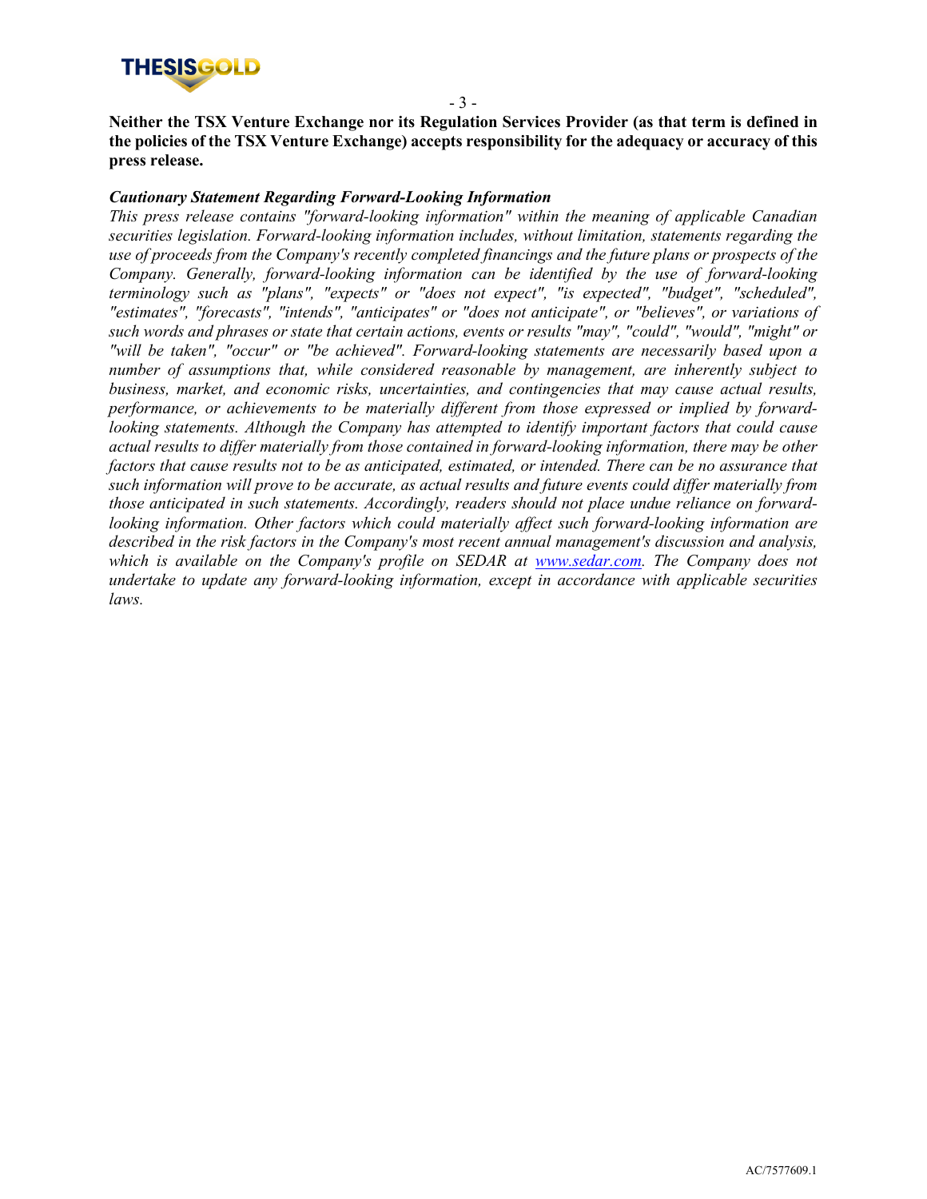**Neither the TSX Venture Exchange nor its Regulation Services Provider (as that term is defined in the policies of the TSX Venture Exchange) accepts responsibility for the adequacy or accuracy of this press release.**

***Cautionary Statement Regarding Forward-Looking Information***

*This press release contains "forward-looking information" within the meaning of applicable Canadian securities legislation. Forward-looking information includes, without limitation, statements regarding the use of proceeds from the Company's recently completed financings and the future plans or prospects of the Company. Generally, forward-looking information can be identified by the use of forward-looking terminology such as "plans", "expects" or "does not expect", "is expected", "budget", "scheduled", "estimates", "forecasts", "intends", "anticipates" or "does not anticipate", or "believes", or variations of such words and phrases or state that certain actions, events or results "may", "could", "would", "might" or "will be taken", "occur" or "be achieved". Forward-looking statements are necessarily based upon a number of assumptions that, while considered reasonable by management, are inherently subject to business, market, and economic risks, uncertainties, and contingencies that may cause actual results, performance, or achievements to be materially different from those expressed or implied by forward-looking statements. Although the Company has attempted to identify important factors that could cause actual results to differ materially from those contained in forward-looking information, there may be other factors that cause results not to be as anticipated, estimated, or intended. There can be no assurance that such information will prove to be accurate, as actual results and future events could differ materially from those anticipated in such statements. Accordingly, readers should not place undue reliance on forward-looking information. Other factors which could materially affect such forward-looking information are described in the risk factors in the Company's most recent annual management's discussion and analysis, which is available on the Company's profile on SEDAR at www.sedar.com. The Company does not undertake to update any forward-looking information, except in accordance with applicable securities laws.*

AC/7577609.1